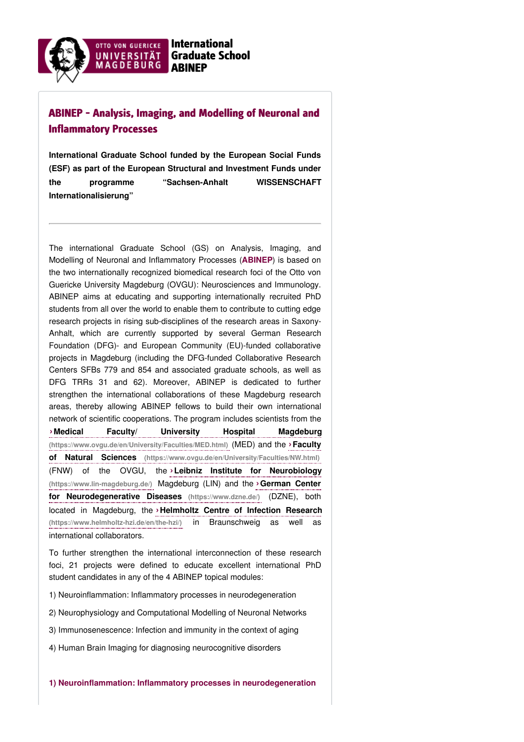OTTO VON GUERICKE UNIVERSITÄT MAGDEBURG

**International Graduate School ABINEP**

# ABINEP - Analysis, Imaging, and Modelling of Neuronal and Inflammatory Processes

**International Graduate School funded by the European Social Funds (ESF) as part of the European Structural and Investment Funds under the programme "Sachsen-Anhalt WISSENSCHAFT Internationalisierung"**

---

The international Graduate School (GS) on Analysis, Imaging, and Modelling of Neuronal and Inflammatory Processes (**ABINEP**) is based on the two internationally recognized biomedical research foci of the Otto von Guericke University Magdeburg (OVGU): Neurosciences and Immunology. ABINEP aims at educating and supporting internationally recruited PhD students from all over the world to enable them to contribute to cutting edge research projects in rising sub-disciplines of the research areas in Saxony-Anhalt, which are currently supported by several German Research Foundation (DFG)- and European Community (EU)-funded collaborative projects in Magdeburg (including the DFG-funded Collaborative Research Centers SFBs 779 and 854 and associated graduate schools, as well as DFG TRRs 31 and 62). Moreover, ABINEP is dedicated to further strengthen the international collaborations of these Magdeburg research areas, thereby allowing ABINEP fellows to build their own international network of scientific cooperations. The program includes scientists from the **› Medical Faculty/ University Hospital Magdeburg** (https://www.ovgu.de/en/University/Faculties/MED.html) (MED) and the **› Faculty of Natural Sciences** (https://www.ovgu.de/en/University/Faculties/NW.html) (FNW) of the OVGU, the **› Leibniz Institute for Neurobiology** (https://www.lin-magdeburg.de/) Magdeburg (LIN) and the **› German Center for Neurodegenerative Diseases** (https://www.dzne.de/) (DZNE), both located in Magdeburg, the **› Helmholtz Centre of Infection Research** (https://www.helmholtz-hzi.de/en/the-hzi/) in Braunschweig as well as international collaborators.

To further strengthen the international interconnection of these research foci, 21 projects were defined to educate excellent international PhD student candidates in any of the 4 ABINEP topical modules:

1) Neuroinflammation: Inflammatory processes in neurodegeneration

2) Neurophysiology and Computational Modelling of Neuronal Networks

3) Immunosenescence: Infection and immunity in the context of aging

4) Human Brain Imaging for diagnosing neurocognitive disorders

### 1) Neuroinflammation: Inflammatory processes in neurodegeneration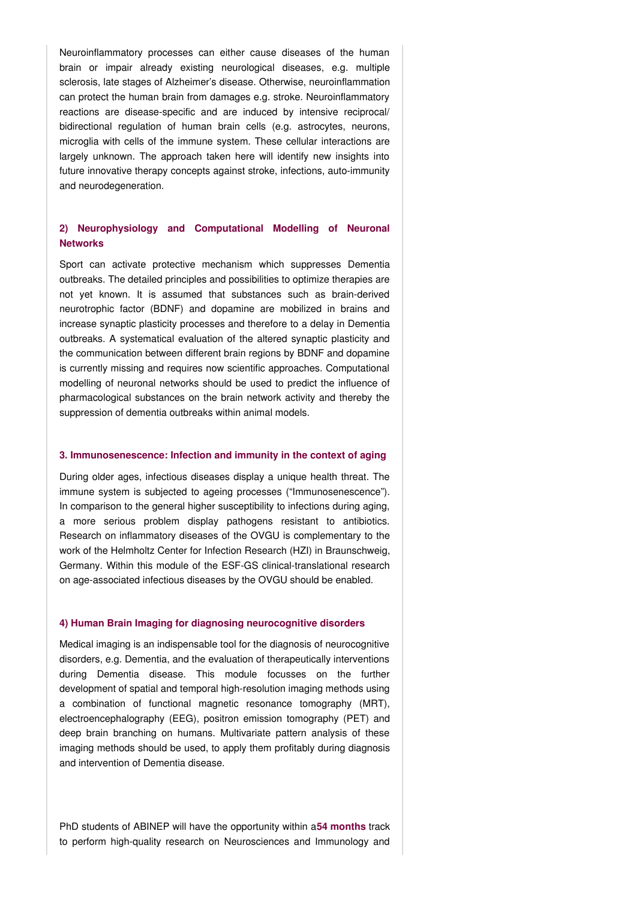Neuroinflammatory processes can either cause diseases of the human brain or impair already existing neurological diseases, e.g. multiple sclerosis, late stages of Alzheimer's disease. Otherwise, neuroinflammation can protect the human brain from damages e.g. stroke. Neuroinflammatory reactions are disease-specific and are induced by intensive reciprocal/ bidirectional regulation of human brain cells (e.g. astrocytes, neurons, microglia with cells of the immune system. These cellular interactions are largely unknown. The approach taken here will identify new insights into future innovative therapy concepts against stroke, infections, auto-immunity and neurodegeneration.

### 2) Neurophysiology and Computational Modelling of Neuronal Networks

Sport can activate protective mechanism which suppresses Dementia outbreaks. The detailed principles and possibilities to optimize therapies are not yet known. It is assumed that substances such as brain-derived neurotrophic factor (BDNF) and dopamine are mobilized in brains and increase synaptic plasticity processes and therefore to a delay in Dementia outbreaks. A systematical evaluation of the altered synaptic plasticity and the communication between different brain regions by BDNF and dopamine is currently missing and requires now scientific approaches. Computational modelling of neuronal networks should be used to predict the influence of pharmacological substances on the brain network activity and thereby the suppression of dementia outbreaks within animal models.

### 3. Immunosenescence: Infection and immunity in the context of aging

During older ages, infectious diseases display a unique health threat. The immune system is subjected to ageing processes ("Immunosenescence"). In comparison to the general higher susceptibility to infections during aging, a more serious problem display pathogens resistant to antibiotics. Research on inflammatory diseases of the OVGU is complementary to the work of the Helmholtz Center for Infection Research (HZI) in Braunschweig, Germany. Within this module of the ESF-GS clinical-translational research on age-associated infectious diseases by the OVGU should be enabled.

### 4) Human Brain Imaging for diagnosing neurocognitive disorders

Medical imaging is an indispensable tool for the diagnosis of neurocognitive disorders, e.g. Dementia, and the evaluation of therapeutically interventions during Dementia disease. This module focusses on the further development of spatial and temporal high-resolution imaging methods using a combination of functional magnetic resonance tomography (MRT), electroencephalography (EEG), positron emission tomography (PET) and deep brain branching on humans. Multivariate pattern analysis of these imaging methods should be used, to apply them profitably during diagnosis and intervention of Dementia disease.

PhD students of ABINEP will have the opportunity within a **54 months** track to perform high-quality research on Neurosciences and Immunology and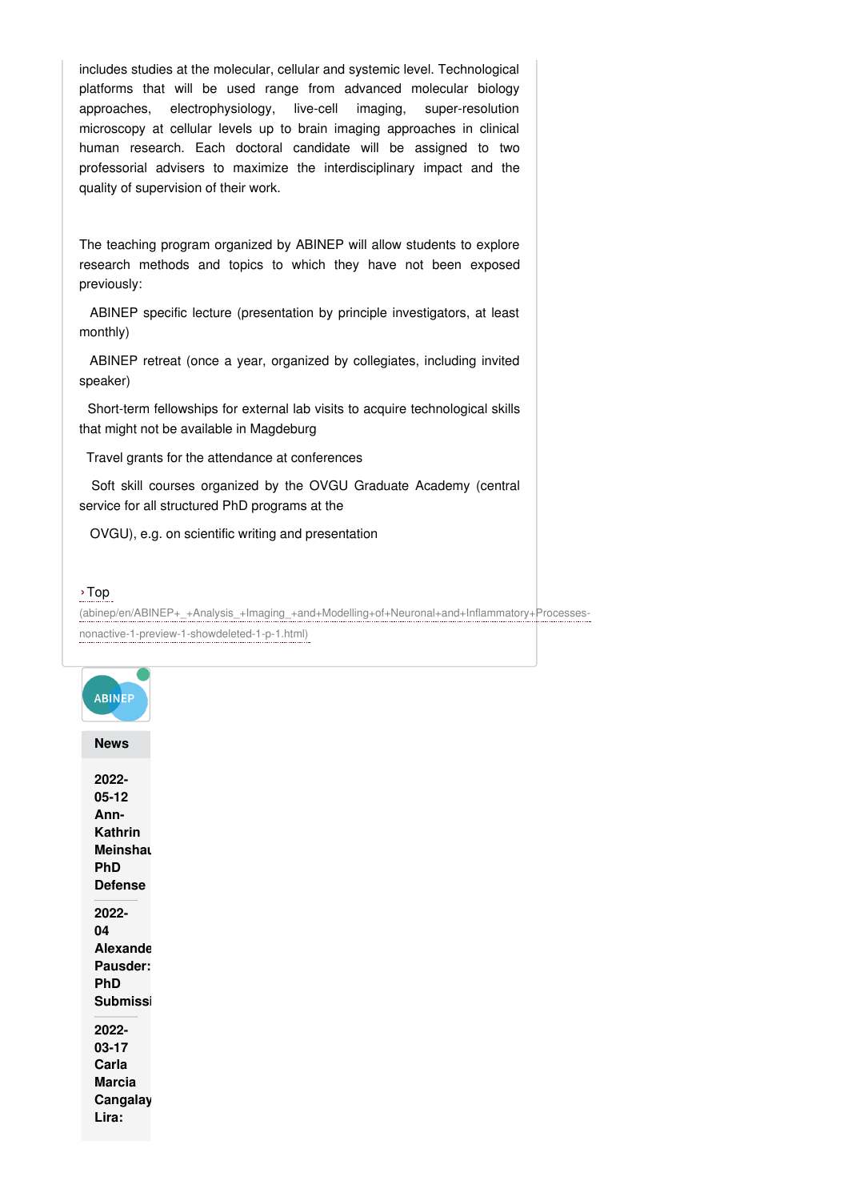includes studies at the molecular, cellular and systemic level. Technological platforms that will be used range from advanced molecular biology approaches, electrophysiology, live-cell imaging, super-resolution microscopy at cellular levels up to brain imaging approaches in clinical human research. Each doctoral candidate will be assigned to two professorial advisers to maximize the interdisciplinary impact and the quality of supervision of their work.

The teaching program organized by ABINEP will allow students to explore research methods and topics to which they have not been exposed previously:

ABINEP specific lecture (presentation by principle investigators, at least monthly)

ABINEP retreat (once a year, organized by collegiates, including invited speaker)

Short-term fellowships for external lab visits to acquire technological skills that might not be available in Magdeburg

Travel grants for the attendance at conferences

Soft skill courses organized by the OVGU Graduate Academy (central service for all structured PhD programs at the

OVGU), e.g. on scientific writing and presentation

› Top
(abinep/en/ABINEP+_+Analysis_+Imaging_+and+Modelling+of+Neuronal+and+Inflammatory+Processes-nonactive-1-preview-1-showdeleted-1-p-1.html)

ABINEP

**News**

**2022-05-12 Ann-Kathrin Meinshau PhD Defense**

**2022-04 Alexande Pausder: PhD Submissi**

**2022-03-17 Carla Marcia Cangalay Lira:**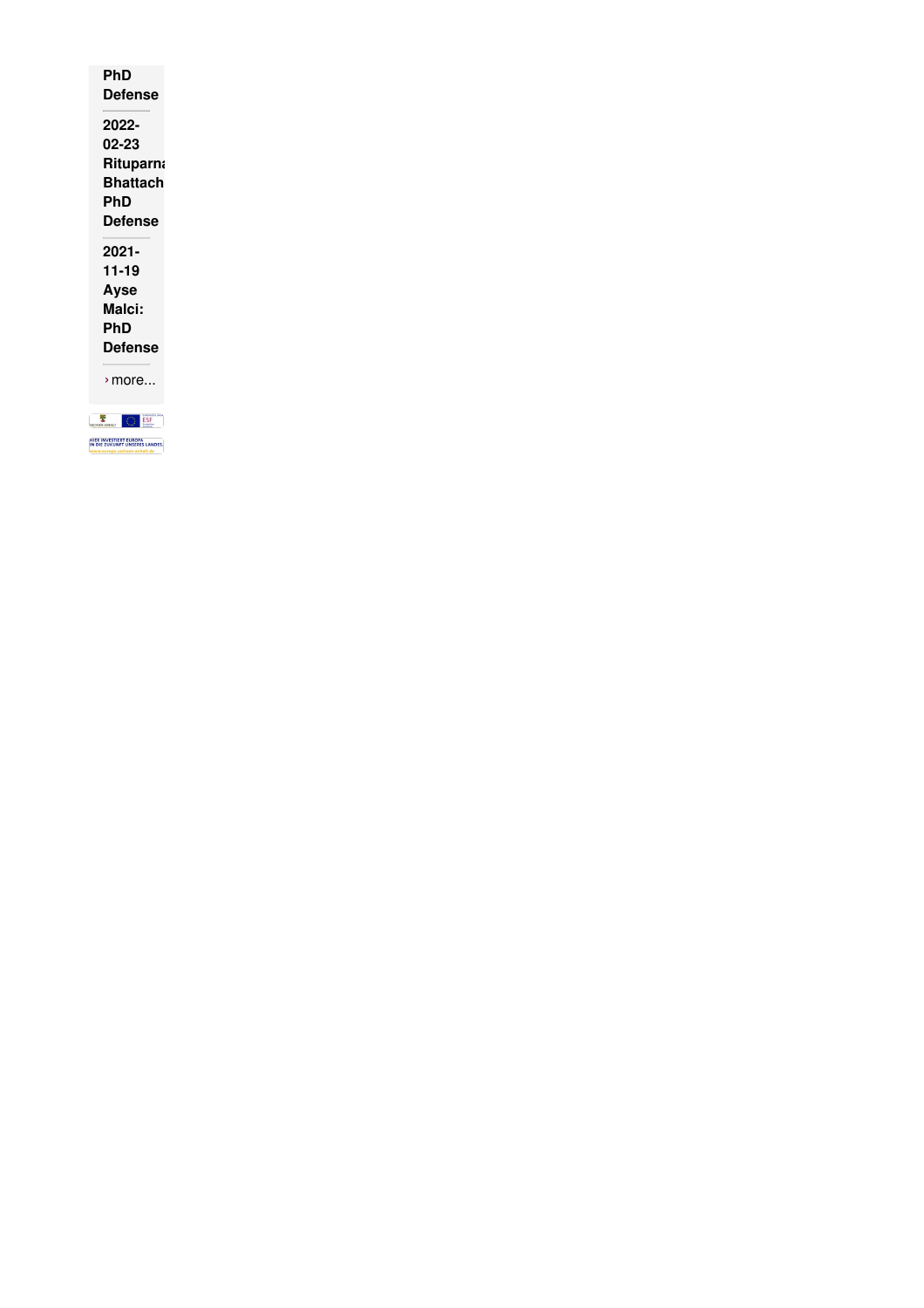**PhD Defense**

---

**2022-02-23 Rituparna Bhattach PhD Defense**

---

**2021-11-19 Ayse Malci: PhD Defense**

---

› more...